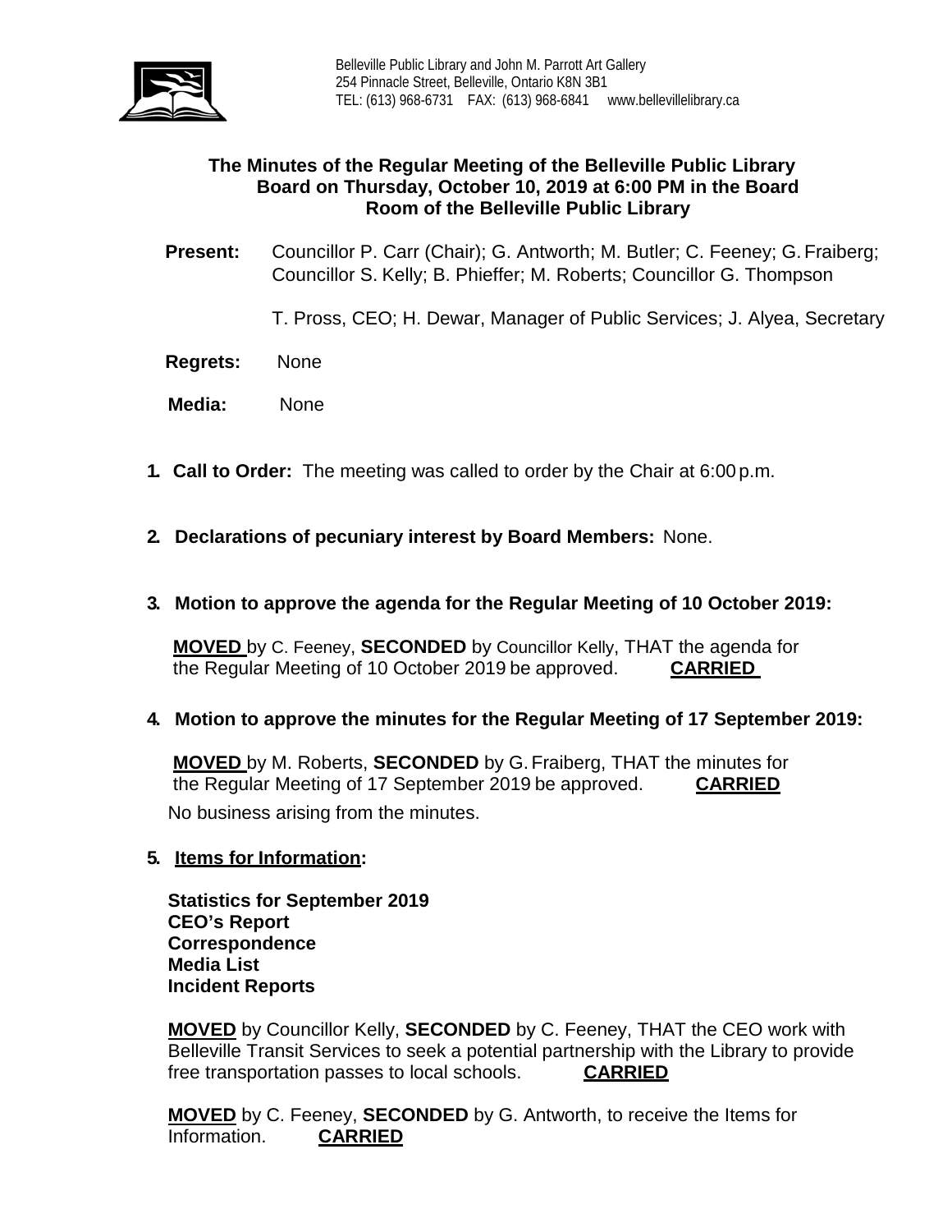Belleville Public Library and John M. Parrott Art Gallery
254 Pinnacle Street, Belleville, Ontario K8N 3B1
TEL: (613) 968-6731 FAX: (613) 968-6841 www.bellevillelibrary.ca

## The Minutes of the Regular Meeting of the Belleville Public Library Board on Thursday, October 10, 2019 at 6:00 PM in the Board Room of the Belleville Public Library

**Present:** Councillor P. Carr (Chair); G. Antworth; M. Butler; C. Feeney; G. Fraiberg; Councillor S. Kelly; B. Phieffer; M. Roberts; Councillor G. Thompson

T. Pross, CEO; H. Dewar, Manager of Public Services; J. Alyea, Secretary

**Regrets:** None

**Media:** None

1. **Call to Order:** The meeting was called to order by the Chair at 6:00 p.m.

2. **Declarations of pecuniary interest by Board Members:** None.

3. **Motion to approve the agenda for the Regular Meeting of 10 October 2019:**

   **MOVED** by C. Feeney, **SECONDED** by Councillor Kelly, THAT the agenda for the Regular Meeting of 10 October 2019 be approved. **CARRIED**

4. **Motion to approve the minutes for the Regular Meeting of 17 September 2019:**

   **MOVED** by M. Roberts, **SECONDED** by G. Fraiberg, THAT the minutes for the Regular Meeting of 17 September 2019 be approved. **CARRIED**

   No business arising from the minutes.

5. **Items for Information:**

   **Statistics for September 2019**
   **CEO's Report**
   **Correspondence**
   **Media List**
   **Incident Reports**

   **MOVED** by Councillor Kelly, **SECONDED** by C. Feeney, THAT the CEO work with Belleville Transit Services to seek a potential partnership with the Library to provide free transportation passes to local schools. **CARRIED**

   **MOVED** by C. Feeney, **SECONDED** by G. Antworth, to receive the Items for Information. **CARRIED**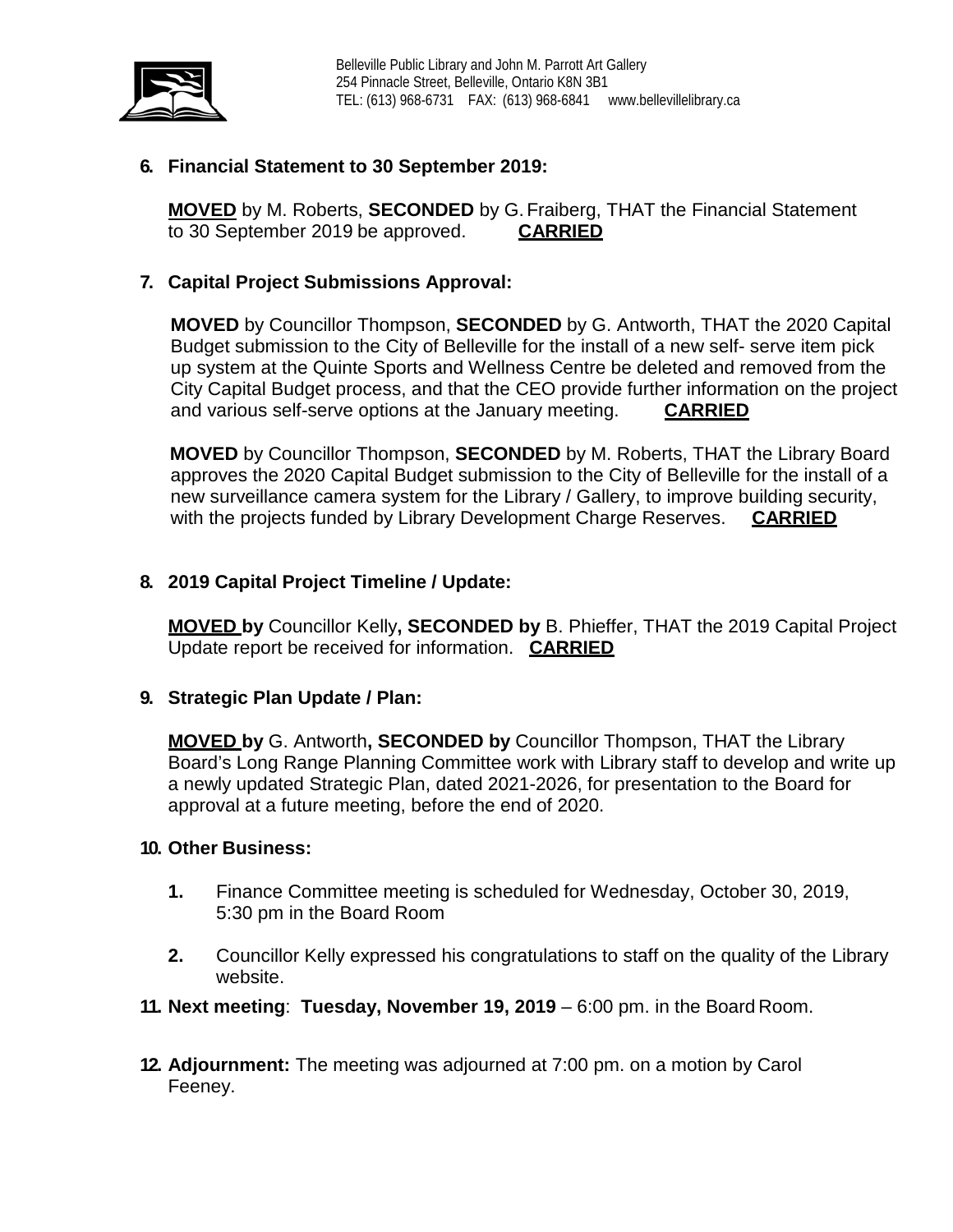Belleville Public Library and John M. Parrott Art Gallery
254 Pinnacle Street, Belleville, Ontario K8N 3B1
TEL: (613) 968-6731 FAX: (613) 968-6841 www.bellevillelibrary.ca

**6. Financial Statement to 30 September 2019:**

**MOVED** by M. Roberts, **SECONDED** by G. Fraiberg, THAT the Financial Statement to 30 September 2019 be approved. **CARRIED**

**7. Capital Project Submissions Approval:**

**MOVED** by Councillor Thompson, **SECONDED** by G. Antworth, THAT the 2020 Capital Budget submission to the City of Belleville for the install of a new self- serve item pick up system at the Quinte Sports and Wellness Centre be deleted and removed from the City Capital Budget process, and that the CEO provide further information on the project and various self-serve options at the January meeting. **CARRIED**

**MOVED** by Councillor Thompson, **SECONDED** by M. Roberts, THAT the Library Board approves the 2020 Capital Budget submission to the City of Belleville for the install of a new surveillance camera system for the Library / Gallery, to improve building security, with the projects funded by Library Development Charge Reserves. **CARRIED**

**8. 2019 Capital Project Timeline / Update:**

**MOVED by** Councillor Kelly**, SECONDED by** B. Phieffer, THAT the 2019 Capital Project Update report be received for information. **CARRIED**

**9. Strategic Plan Update / Plan:**

**MOVED by** G. Antworth**, SECONDED by** Councillor Thompson, THAT the Library Board's Long Range Planning Committee work with Library staff to develop and write up a newly updated Strategic Plan, dated 2021-2026, for presentation to the Board for approval at a future meeting, before the end of 2020.

**10. Other Business:**

1. Finance Committee meeting is scheduled for Wednesday, October 30, 2019, 5:30 pm in the Board Room

2. Councillor Kelly expressed his congratulations to staff on the quality of the Library website.

**11. Next meeting**: **Tuesday, November 19, 2019** – 6:00 pm. in the Board Room.

**12. Adjournment:** The meeting was adjourned at 7:00 pm. on a motion by Carol Feeney.